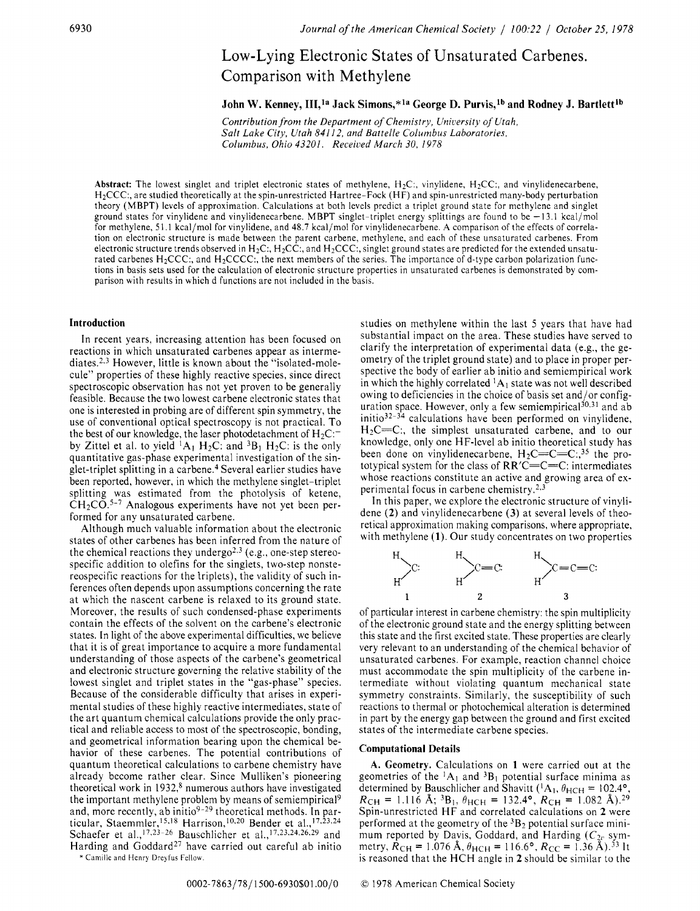# Low-Lying Electronic States of Unsaturated Carbenes. Comparison with Methylene

**John W. Kenney, III,[1a] Jack Simons,*[1a] George D. Purvis,[1b] and Rodney J. Bartlett[1b]**

*Contribution from the Department of Chemistry, University of Utah, Salt Lake City, Utah 84112, and Battelle Columbus Laboratories, Columbus, Ohio 43201. Received March 30, 1978*

**Abstract:** The lowest singlet and triplet electronic states of methylene, $H_2C$:, vinylidene, $H_2CC$:, and vinylidenecarbene, $H_2CCC$:, are studied theoretically at the spin-unrestricted Hartree-Fock (HF) and spin-unrestricted many-body perturbation theory (MBPT) levels of approximation. Calculations at both levels predict a triplet ground state for methylene and singlet ground states for vinylidene and vinylidenecarbene. MBPT singlet-triplet energy splittings are found to be −13.1 kcal/mol for methylene, 51.1 kcal/mol for vinylidene, and 48.7 kcal/mol for vinylidenecarbene. A comparison of the effects of correlation on electronic structure is made between the parent carbene, methylene, and each of these unsaturated carbenes. From electronic structure trends observed in $H_2C$:, $H_2CC$:, and $H_2CCC$:, singlet ground states are predicted for the extended unsaturated carbenes $H_2CCCC$:, and $H_2CCCCC$:, the next members of the series. The importance of d-type carbon polarization functions in basis sets used for the calculation of electronic structure properties in unsaturated carbenes is demonstrated by comparison with results in which d functions are not included in the basis.

## Introduction

In recent years, increasing attention has been focused on reactions in which unsaturated carbenes appear as intermediates.[2,3] However, little is known about the "isolated-molecule" properties of these highly reactive species, since direct spectroscopic observation has not yet proven to be generally feasible. Because the two lowest carbene electronic states that one is interested in probing are of different spin symmetry, the use of conventional optical spectroscopy is not practical. To the best of our knowledge, the laser photodetachment of $H_2C$:$^-$ by Zittel et al. to yield $^1A_1$ $H_2C$: and $^3B_1$ $H_2C$: is the only quantitative gas-phase experimental investigation of the singlet-triplet splitting in a carbene.[4] Several earlier studies have been reported, however, in which the methylene singlet-triplet splitting was estimated from the photolysis of ketene, $CH_2CO$.[5-7] Analogous experiments have not yet been performed for any unsaturated carbene.

Although much valuable information about the electronic states of other carbenes has been inferred from the nature of the chemical reactions they undergo[2,3] (e.g., one-step stereospecific addition to olefins for the singlets, two-step nonstereospecific reactions for the triplets), the validity of such inferences often depends upon assumptions concerning the rate at which the nascent carbene is relaxed to its ground state. Moreover, the results of such condensed-phase experiments contain the effects of the solvent on the carbene's electronic states. In light of the above experimental difficulties, we believe that it is of great importance to acquire a more fundamental understanding of those aspects of the carbene's geometrical and electronic structure governing the relative stability of the lowest singlet and triplet states in the "gas-phase" species. Because of the considerable difficulty that arises in experimental studies of these highly reactive intermediates, state of the art quantum chemical calculations provide the only practical and reliable access to most of the spectroscopic, bonding, and geometrical information bearing upon the chemical behavior of these carbenes. The potential contributions of quantum theoretical calculations to carbene chemistry have already become rather clear. Since Mulliken's pioneering theoretical work in 1932,[8] numerous authors have investigated the important methylene problem by means of semiempirical[9] and, more recently, ab initio[9-29] theoretical methods. In particular, Staemmler,[15,18] Harrison,[10,20] Bender et al.,[17,23,24] Schaefer et al.,[17,23-26] Bauschlicher et al.,[17,23,24,26,29] and Harding and Goddard[27] have carried out careful ab initio studies on methylene within the last 5 years that have had substantial impact on the area. These studies have served to clarify the interpretation of experimental data (e.g., the geometry of the triplet ground state) and to place in proper perspective the body of earlier ab initio and semiempirical work in which the highly correlated $^1A_1$ state was not well described owing to deficiencies in the choice of basis set and/or configuration space. However, only a few semiempirical[30,31] and ab initio[32-34] calculations have been performed on vinylidene, $H_2C{=}C$:, the simplest unsaturated carbene, and to our knowledge, only one HF-level ab initio theoretical study has been done on vinylidenecarbene, $H_2C{=}C{=}C$:,[35] the prototypical system for the class of RR'C=C=C: intermediates whose reactions constitute an active and growing area of experimental focus in carbene chemistry.[2,3]

In this paper, we explore the electronic structure of vinylidene (**2**) and vinylidenecarbene (**3**) at several levels of theoretical approximation making comparisons, where appropriate, with methylene (**1**). Our study concentrates on two properties

$H_2C$: (**1**)  $H_2C{=}C$: (**2**)  $H_2C{=}C{=}C$: (**3**)

of particular interest in carbene chemistry: the spin multiplicity of the electronic ground state and the energy splitting between this state and the first excited state. These properties are clearly very relevant to an understanding of the chemical behavior of unsaturated carbenes. For example, reaction channel choice must accommodate the spin multiplicity of the carbene intermediate without violating quantum mechanical state symmetry constraints. Similarly, the susceptibility of such reactions to thermal or photochemical alteration is determined in part by the energy gap between the ground and first excited states of the intermediate carbene species.

## Computational Details

**A. Geometry.** Calculations on **1** were carried out at the geometries of the $^1A_1$ and $^3B_1$ potential surface minima as determined by Bauschlicher and Shavitt ($^1A_1$, $\theta_{HCH}$ = 102.4°, $R_{CH}$ = 1.116 Å; $^3B_1$, $\theta_{HCH}$ = 132.4°, $R_{CH}$ = 1.082 Å).[29] Spin-unrestricted HF and correlated calculations on **2** were performed at the geometry of the $^3B_2$ potential surface minimum reported by Davis, Goddard, and Harding ($C_{2v}$ symmetry, $R_{CH}$ = 1.076 Å, $\theta_{HCH}$ = 116.6°, $R_{CC}$ = 1.36 Å).[33] It is reasoned that the HCH angle in **2** should be similar to the

* Camille and Henry Dreyfus Fellow.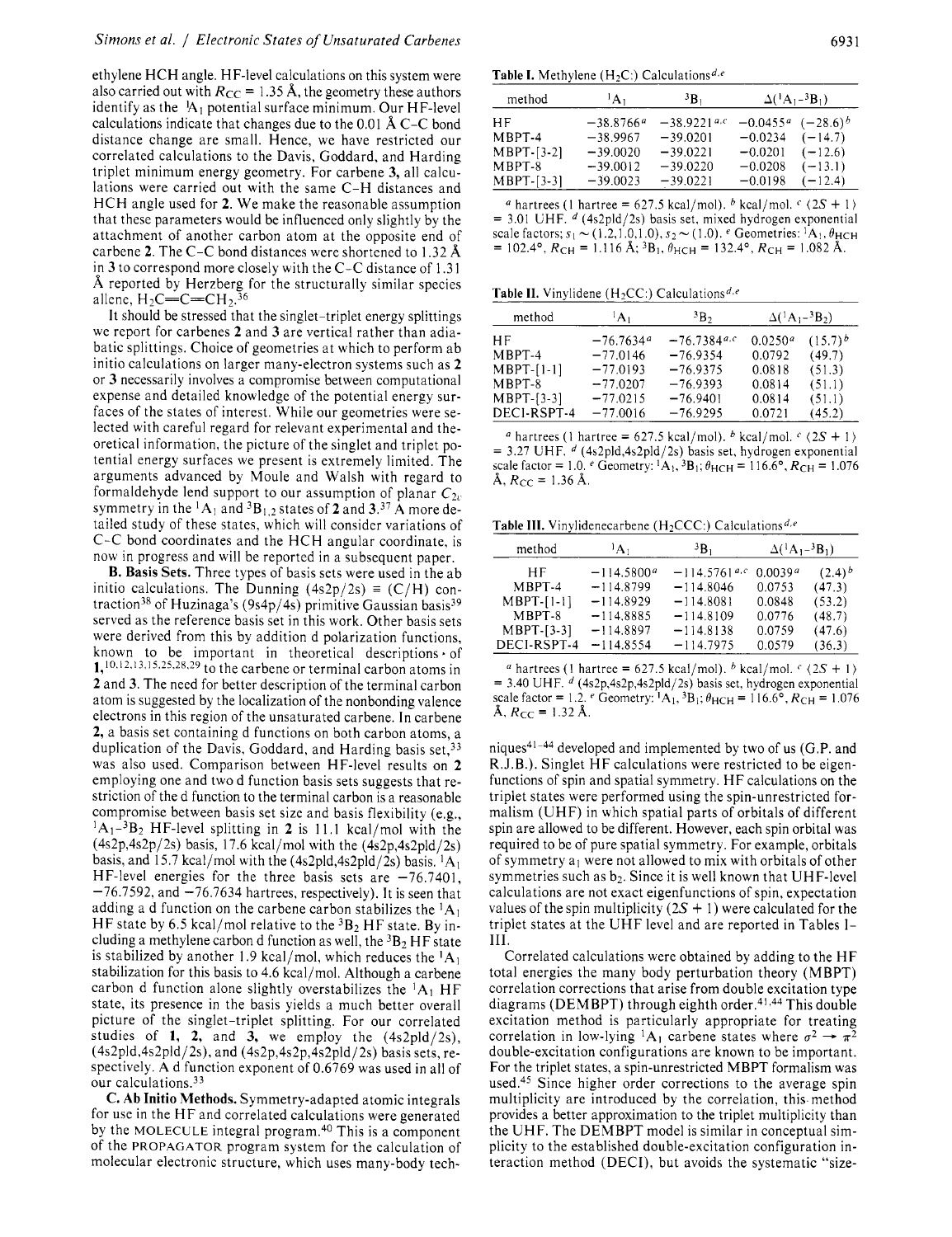ethylene HCH angle. HF-level calculations on this system were also carried out with $R_{CC}$ = 1.35 Å, the geometry these authors identify as the $^1A_1$ potential surface minimum. Our HF-level calculations indicate that changes due to the 0.01 Å C–C bond distance change are small. Hence, we have restricted our correlated calculations to the Davis, Goddard, and Harding triplet minimum energy geometry. For carbene **3**, all calculations were carried out with the same C–H distances and HCH angle used for **2**. We make the reasonable assumption that these parameters would be influenced only slightly by the attachment of another carbon atom at the opposite end of carbene **2**. The C–C bond distances were shortened to 1.32 Å in **3** to correspond more closely with the C–C distance of 1.31 Å reported by Herzberg for the structurally similar species allene, $H_2C{=}C{=}CH_2$.[36]

It should be stressed that the singlet–triplet energy splittings we report for carbenes **2** and **3** are vertical rather than adiabatic splittings. Choice of geometries at which to perform ab initio calculations on larger many-electron systems such as **2** or **3** necessarily involves a compromise between computational expense and detailed knowledge of the potential energy surfaces of the states of interest. While our geometries were selected with careful regard for relevant experimental and theoretical information, the picture of the singlet and triplet potential energy surfaces we present is extremely limited. The arguments advanced by Moule and Walsh with regard to formaldehyde lend support to our assumption of planar $C_{2v}$ symmetry in the $^1A_1$ and $^3B_{1,2}$ states of **2** and **3**.[37] A more detailed study of these states, which will consider variations of C–C bond coordinates and the HCH angular coordinate, is now in progress and will be reported in a subsequent paper.

**B. Basis Sets.** Three types of basis sets were used in the ab initio calculations. The Dunning (4s2p/2s) ≡ (C/H) contraction[38] of Huzinaga's (9s4p/4s) primitive Gaussian basis[39] served as the reference basis set in this work. Other basis sets were derived from this by addition d polarization functions, known to be important in theoretical descriptions of **1**,[10,12,13,15,25,28,29] to the carbene or terminal carbon atoms in **2** and **3**. The need for better description of the terminal carbon atom is suggested by the localization of the nonbonding valence electrons in this region of the unsaturated carbene. In carbene **2**, a basis set containing d functions on both carbon atoms, a duplication of the Davis, Goddard, and Harding basis set,[33] was also used. Comparison between HF-level results on **2** employing one and two d function basis sets suggests that restriction of the d function to the terminal carbon is a reasonable compromise between basis set size and basis flexibility (e.g., $^1A_1$–$^3B_2$ HF-level splitting in **2** is 11.1 kcal/mol with the (4s2p,4s2p/2s) basis, 17.6 kcal/mol with the (4s2p,4s2p1d/2s) basis, and 15.7 kcal/mol with the (4s2p1d,4s2p1d/2s) basis. $^1A_1$ HF-level energies for the three basis sets are −76.7401, −76.7592, and −76.7634 hartrees, respectively). It is seen that adding a d function on the carbene carbon stabilizes the $^1A_1$ HF state by 6.5 kcal/mol relative to the $^3B_2$ HF state. By including a methylene carbon d function as well, the $^3B_2$ HF state is stabilized by another 1.9 kcal/mol, which reduces the $^1A_1$ stabilization for this basis to 4.6 kcal/mol. Although a carbene carbon d function alone slightly overstabilizes the $^1A_1$ HF state, its presence in the basis yields a much better overall picture of the singlet–triplet splitting. For our correlated studies of **1**, **2**, and **3**, we employ the (4s2p1d/2s), (4s2p1d,4s2p1d/2s), and (4s2p,4s2p,4s2p1d/2s) basis sets, respectively. A d function exponent of 0.6769 was used in all of our calculations.[33]

**C. Ab Initio Methods.** Symmetry-adapted atomic integrals for use in the HF and correlated calculations were generated by the MOLECULE integral program.[40] This is a component of the PROPAGATOR program system for the calculation of molecular electronic structure, which uses many-body techniques[41–44] developed and implemented by two of us (G.P. and R.J.B.). Singlet HF calculations were restricted to be eigenfunctions of spin and spatial symmetry. HF calculations on the triplet states were performed using the spin-unrestricted formalism (UHF) in which spatial parts of orbitals of different spin are allowed to be different. However, each spin orbital was required to be of pure spatial symmetry. For example, orbitals of symmetry $a_1$ were not allowed to mix with orbitals of other symmetries such as $b_2$. Since it is well known that UHF-level calculations are not exact eigenfunctions of spin, expectation values of the spin multiplicity $(2S + 1)$ were calculated for the triplet states at the UHF level and are reported in Tables I–III.

Correlated calculations were obtained by adding to the HF total energies the many body perturbation theory (MBPT) correlation corrections that arise from double excitation type diagrams (DEMBPT) through eighth order.[41,44] This double excitation method is particularly appropriate for treating correlation in low-lying $^1A_1$ carbene states where $\sigma^2 \rightarrow \pi^2$ double-excitation configurations are known to be important. For the triplet states, a spin-unrestricted MBPT formalism was used.[45] Since higher order corrections to the average spin multiplicity are introduced by the correlation, this method provides a better approximation to the triplet multiplicity than the UHF. The DEMBPT model is similar in conceptual simplicity to the established double-excitation configuration interaction method (DECI), but avoids the systematic "size-

**Table I.** Methylene ($H_2C$:) Calculations[d,e]

| method | $^1A_1$ | $^3B_1$ | $\Delta(^1A_1–^3B_1)$ | |
|---|---|---|---|---|
| HF | −38.8766[a] | −38.9221[a,c] | −0.0455[a] | (−28.6)[b] |
| MBPT-4 | −38.9967 | −39.0201 | −0.0234 | (−14.7) |
| MBPT-[3-2] | −39.0020 | −39.0221 | −0.0201 | (−12.6) |
| MBPT-8 | −39.0012 | −39.0220 | −0.0208 | (−13.1) |
| MBPT-[3-3] | −39.0023 | −39.0221 | −0.0198 | (−12.4) |

[a] hartrees (1 hartree = 627.5 kcal/mol). [b] kcal/mol. [c] $\langle 2S + 1 \rangle$ = 3.01 UHF. [d] (4s2p1d/2s) basis set, mixed hydrogen exponential scale factors; $s_1 \sim (1.2,1.0,1.0)$, $s_2 \sim (1.0)$. [e] Geometries: $^1A_1$, $\theta_{HCH}$ = 102.4°, $R_{CH}$ = 1.116 Å; $^3B_1$, $\theta_{HCH}$ = 132.4°, $R_{CH}$ = 1.082 Å.

**Table II.** Vinylidene ($H_2CC$:) Calculations[d,e]

| method | $^1A_1$ | $^3B_2$ | $\Delta(^1A_1–^3B_2)$ | |
|---|---|---|---|---|
| HF | −76.7634[a] | −76.7384[a,c] | 0.0250[a] | (15.7)[b] |
| MBPT-4 | −77.0146 | −76.9354 | 0.0792 | (49.7) |
| MBPT-[1-1] | −77.0193 | −76.9375 | 0.0818 | (51.3) |
| MBPT-8 | −77.0207 | −76.9393 | 0.0814 | (51.1) |
| MBPT-[3-3] | −77.0215 | −76.9401 | 0.0814 | (51.1) |
| DECI-RSPT-4 | −77.0016 | −76.9295 | 0.0721 | (45.2) |

[a] hartrees (1 hartree = 627.5 kcal/mol). [b] kcal/mol. [c] $\langle 2S + 1 \rangle$ = 3.27 UHF. [d] (4s2p1d,4s2p1d/2s) basis set, hydrogen exponential scale factor = 1.0. [e] Geometry: $^1A_1$, $^3B_1$; $\theta_{HCH}$ = 116.6°, $R_{CH}$ = 1.076 Å, $R_{CC}$ = 1.36 Å.

**Table III.** Vinylidenecarbene ($H_2CCC$:) Calculations[d,e]

| method | $^1A_1$ | $^3B_1$ | $\Delta(^1A_1–^3B_1)$ | |
|---|---|---|---|---|
| HF | −114.5800[a] | −114.5761[a,c] | 0.0039[a] | (2.4)[b] |
| MBPT-4 | −114.8799 | −114.8046 | 0.0753 | (47.3) |
| MBPT-[1-1] | −114.8929 | −114.8081 | 0.0848 | (53.2) |
| MBPT-8 | −114.8885 | −114.8109 | 0.0776 | (48.7) |
| MBPT-[3-3] | −114.8897 | −114.8138 | 0.0759 | (47.6) |
| DECI-RSPT-4 | −114.8554 | −114.7975 | 0.0579 | (36.3) |

[a] hartrees (1 hartree = 627.5 kcal/mol). [b] kcal/mol. [c] $\langle 2S + 1 \rangle$ = 3.40 UHF. [d] (4s2p,4s2p,4s2p1d/2s) basis set, hydrogen exponential scale factor = 1.2. [e] Geometry: $^1A_1$, $^3B_1$; $\theta_{HCH}$ = 116.6°, $R_{CH}$ = 1.076 Å, $R_{CC}$ = 1.32 Å.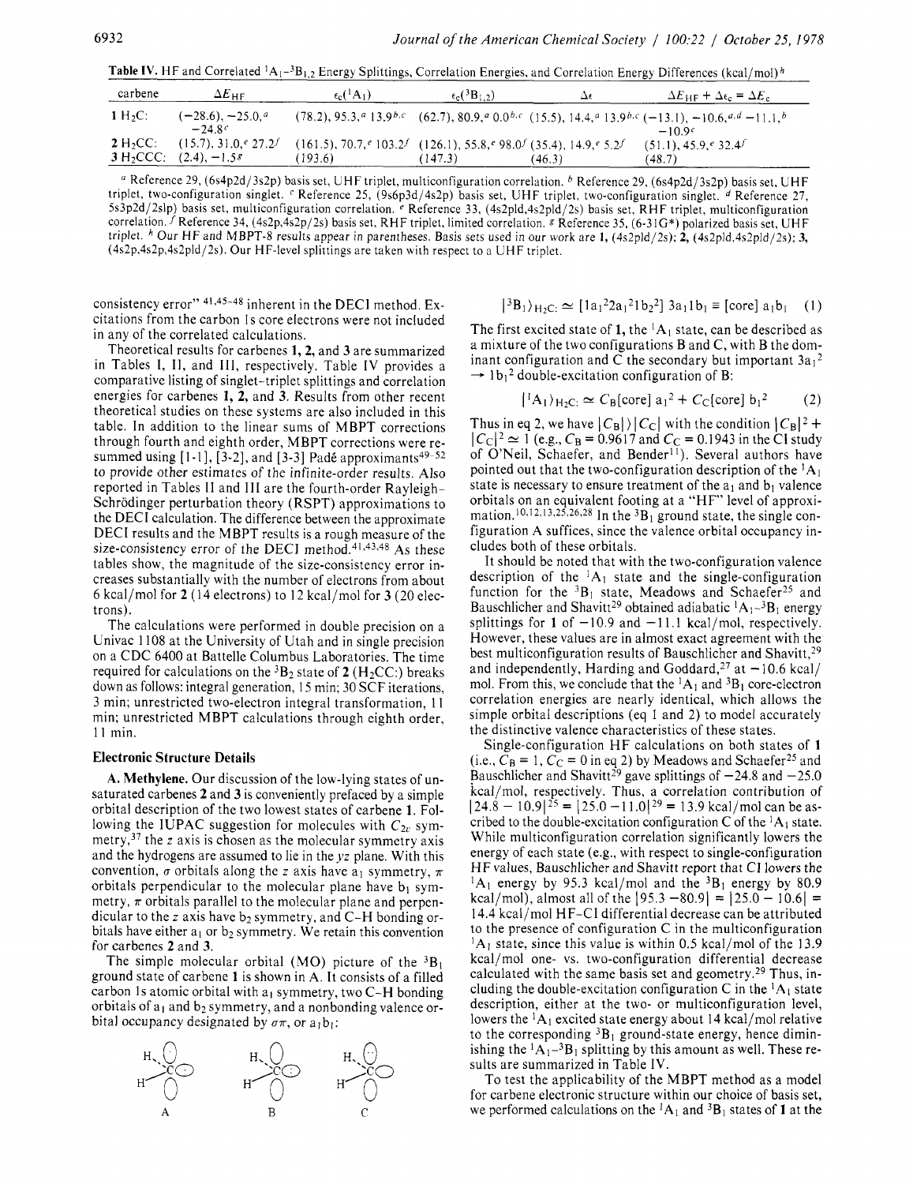**Table IV.** HF and Correlated $^1A_1$–$^3B_{1,2}$ Energy Splittings, Correlation Energies, and Correlation Energy Differences (kcal/mol)[h]

| carbene | $\Delta E_{HF}$ | $\epsilon_c(^1A_1)$ | $\epsilon_c(^3B_{1,2})$ | $\Delta\epsilon$ | $\Delta E_{HF} + \Delta\epsilon_c = \Delta E_c$ |
|---|---|---|---|---|---|
| **1** $H_2C$: | (−28.6), −25.0,[a] −24.8[c] | (78.2), 95.3,[a] 13.9[b,c] | (62.7), 80.9,[a] 0.0[b,c] | (15.5), 14.4,[a] 13.9[b,c] | (−13.1), −10.6,[a,d] −11.1,[b] −10.9[c] |
| **2** $H_2CC$: | (15.7), 31.0,[e] 27.2[f] | (161.5), 70.7,[e] 103.2[f] | (126.1), 55.8,[e] 98.0[f] | (35.4), 14.9,[e] 5.2[f] | (51.1), 45.9,[e] 32.4[f] |
| **3** $H_2CCC$: | (2.4), −1.5[g] | (193.6) | (147.3) | (46.3) | (48.7) |

[a] Reference 29, (6s4p2d/3s2p) basis set, UHF triplet, multiconfiguration correlation. [b] Reference 29, (6s4p2d/3s2p) basis set, UHF triplet, two-configuration singlet. [c] Reference 25, (9s6p3d/4s2p) basis set, UHF triplet, two-configuration singlet. [d] Reference 27, 5s3p2d/2slp) basis set, multiconfiguration correlation. [e] Reference 33, (4s2pld,4s2pld/2s) basis set, RHF triplet, multiconfiguration correlation. [f] Reference 34, (4s2p,4s2p/2s) basis set, RHF triplet, limited correlation. [g] Reference 35, (6-31G*) polarized basis set, UHF triplet. [h] Our HF and MBPT-8 results appear in parentheses. Basis sets used in our work are **1**, (4s2pld/2s); **2**, (4s2pld,4s2pld/2s); **3**, (4s2p,4s2p,4s2pld/2s). Our HF-level splittings are taken with respect to a UHF triplet.

consistency error"[41,45-48] inherent in the DECI method. Excitations from the carbon 1s core electrons were not included in any of the correlated calculations.

Theoretical results for carbenes **1**, **2**, and **3** are summarized in Tables I, II, and III, respectively. Table IV provides a comparative listing of singlet–triplet splittings and correlation energies for carbenes **1**, **2**, and **3**. Results from other recent theoretical studies on these systems are also included in this table. In addition to the linear sums of MBPT corrections through fourth and eighth order, MBPT corrections were resummed using [1-1], [3-2], and [3-3] Padé approximants[49-52] to provide other estimates of the infinite-order results. Also reported in Tables II and III are the fourth-order Rayleigh–Schrödinger perturbation theory (RSPT) approximations to the DECI calculation. The difference between the approximate DECI results and the MBPT results is a rough measure of the size-consistency error of the DECI method.[41,43,48] As these tables show, the magnitude of the size-consistency error increases substantially with the number of electrons from about 6 kcal/mol for **2** (14 electrons) to 12 kcal/mol for **3** (20 electrons).

The calculations were performed in double precision on a Univac 1108 at the University of Utah and in single precision on a CDC 6400 at Battelle Columbus Laboratories. The time required for calculations on the $^3B_2$ state of **2** ($H_2CC$:) breaks down as follows: integral generation, 15 min; 30 SCF iterations, 3 min; unrestricted two-electron integral transformation, 11 min; unrestricted MBPT calculations through eighth order, 11 min.

## Electronic Structure Details

**A. Methylene.** Our discussion of the low-lying states of unsaturated carbenes **2** and **3** is conveniently prefaced by a simple orbital description of the two lowest states of carbene **1**. Following the IUPAC suggestion for molecules with $C_{2v}$ symmetry,[37] the $z$ axis is chosen as the molecular symmetry axis and the hydrogens are assumed to lie in the $yz$ plane. With this convention, $\sigma$ orbitals along the $z$ axis have $a_1$ symmetry, $\pi$ orbitals perpendicular to the molecular plane have $b_1$ symmetry, $\pi$ orbitals parallel to the molecular plane and perpendicular to the $z$ axis have $b_2$ symmetry, and C–H bonding orbitals have either $a_1$ or $b_2$ symmetry. We retain this convention for carbenes **2** and **3**.

The simple molecular orbital (MO) picture of the $^3B_1$ ground state of carbene **1** is shown in A. It consists of a filled carbon 1s atomic orbital with $a_1$ symmetry, two C–H bonding orbitals of $a_1$ and $b_2$ symmetry, and a nonbonding valence orbital occupancy designated by $\sigma\pi$, or $a_1b_1$:

A B C

$$|^3B_1\rangle_{H_2C:} \simeq [1a_1{}^2 2a_1{}^2 1b_2{}^2]\ 3a_1 1b_1 \equiv [\text{core}]\ a_1 b_1 \quad (1)$$

The first excited state of **1**, the $^1A_1$ state, can be described as a mixture of the two configurations B and C, with B the dominant configuration and C the secondary but important $3a_1{}^2 \rightarrow 1b_1{}^2$ double-excitation configuration of B:

$$|^1A_1\rangle_{H_2C:} \simeq C_B[\text{core}]\ a_1{}^2 + C_C[\text{core}]\ b_1{}^2 \quad (2)$$

Thus in eq 2, we have $|C_B| \rangle |C_C|$ with the condition $|C_B|^2 + |C_C|^2 \simeq 1$ (e.g., $C_B = 0.9617$ and $C_C = 0.1943$ in the CI study of O'Neil, Schaefer, and Bender[11]). Several authors have pointed out that the two-configuration description of the $^1A_1$ state is necessary to ensure treatment of the $a_1$ and $b_1$ valence orbitals on an equivalent footing at a "HF" level of approximation.[10,12,13,25,26,28] In the $^3B_1$ ground state, the single configuration A suffices, since the valence orbital occupancy includes both of these orbitals.

It should be noted that with the two-configuration valence description of the $^1A_1$ state and the single-configuration function for the $^3B_1$ state, Meadows and Schaefer[25] and Bauschlicher and Shavitt[29] obtained adiabatic $^1A_1$–$^3B_1$ energy splittings for **1** of −10.9 and −11.1 kcal/mol, respectively. However, these values are in almost exact agreement with the best multiconfiguration results of Bauschlicher and Shavitt,[29] and independently, Harding and Goddard,[27] at −10.6 kcal/mol. From this, we conclude that the $^1A_1$ and $^3B_1$ core-electron correlation energies are nearly identical, which allows the simple orbital descriptions (eq 1 and 2) to model accurately the distinctive valence characteristics of these states.

Single-configuration HF calculations on both states of **1** (i.e., $C_B = 1$, $C_C = 0$ in eq 2) by Meadows and Schaefer[25] and Bauschlicher and Shavitt[29] gave splittings of −24.8 and −25.0 kcal/mol, respectively. Thus, a correlation contribution of $|24.8 - 10.9|^{25} = |25.0 - 11.0|^{29} = 13.9$ kcal/mol can be ascribed to the double-excitation configuration C of the $^1A_1$ state. While multiconfiguration correlation significantly lowers the energy of each state (e.g., with respect to single-configuration HF values, Bauschlicher and Shavitt report that CI lowers the $^1A_1$ energy by 95.3 kcal/mol and the $^3B_1$ energy by 80.9 kcal/mol), almost all of the $|95.3 - 80.9| = |25.0 - 10.6| = 14.4$ kcal/mol HF–CI differential decrease can be attributed to the presence of configuration C in the multiconfiguration $^1A_1$ state, since this value is within 0.5 kcal/mol of the 13.9 kcal/mol one- vs. two-configuration differential decrease calculated with the same basis set and geometry.[29] Thus, including the double-excitation configuration C in the $^1A_1$ state description, either at the two- or multiconfiguration level, lowers the $^1A_1$ excited state energy about 14 kcal/mol relative to the corresponding $^3B_1$ ground-state energy, hence diminishing the $^1A_1$–$^3B_1$ splitting by this amount as well. These results are summarized in Table IV.

To test the applicability of the MBPT method as a model for carbene electronic structure within our choice of basis set, we performed calculations on the $^1A_1$ and $^3B_1$ states of **1** at the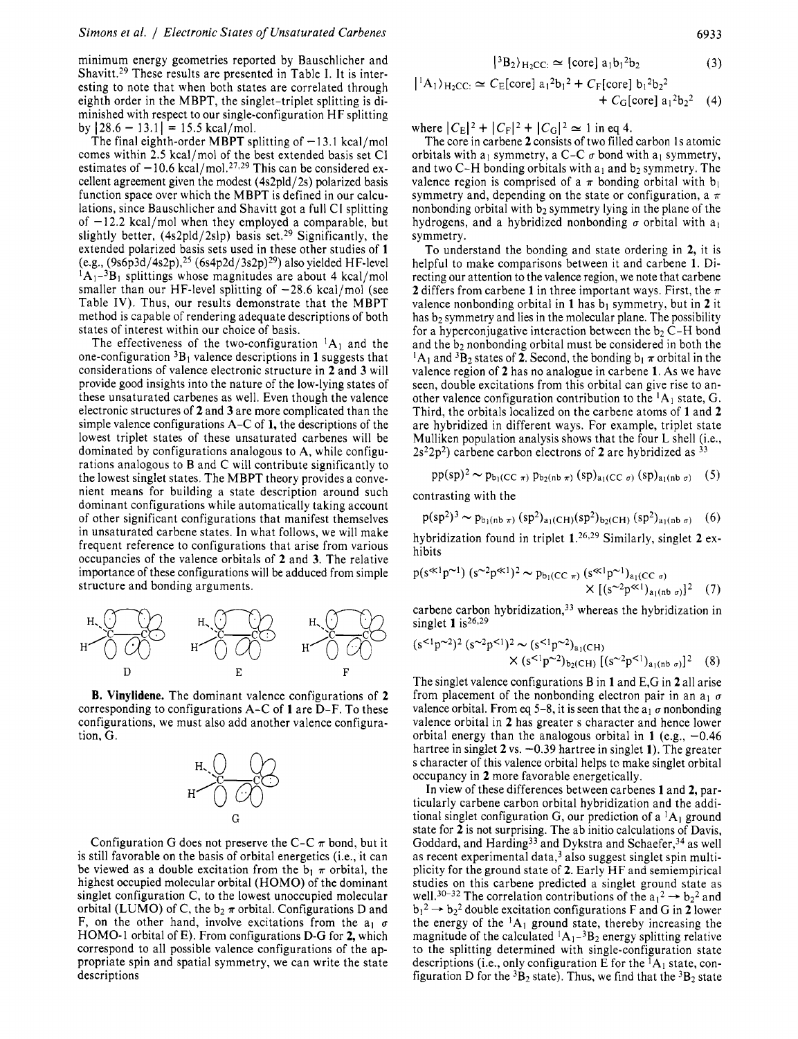minimum energy geometries reported by Bauschlicher and Shavitt.[29] These results are presented in Table I. It is interesting to note that when both states are correlated through eighth order in the MBPT, the singlet-triplet splitting is diminished with respect to our single-configuration HF splitting by $|28.6 - 13.1| = 15.5$ kcal/mol.

The final eighth-order MBPT splitting of $-13.1$ kcal/mol comes within 2.5 kcal/mol of the best extended basis set CI estimates of $-10.6$ kcal/mol.[27,29] This can be considered excellent agreement given the modest (4s2p1d/2s) polarized basis function space over which the MBPT is defined in our calculations, since Bauschlicher and Shavitt got a full CI splitting of $-12.2$ kcal/mol when they employed a comparable, but slightly better, (4s2p1d/2s1p) basis set.[29] Significantly, the extended polarized basis sets used in these other studies of **1** (e.g., (9s6p3d/4s2p),[25] (6s4p2d/3s2p)[29]) also yielded HF-level $^1A_1$–$^3B_1$ splittings whose magnitudes are about 4 kcal/mol smaller than our HF-level splitting of $-28.6$ kcal/mol (see Table IV). Thus, our results demonstrate that the MBPT method is capable of rendering adequate descriptions of both states of interest within our choice of basis.

The effectiveness of the two-configuration $^1A_1$ and the one-configuration $^3B_1$ valence descriptions in **1** suggests that considerations of valence electronic structure in **2** and **3** will provide good insights into the nature of the low-lying states of these unsaturated carbenes as well. Even though the valence electronic structures of **2** and **3** are more complicated than the simple valence configurations A–C of **1**, the descriptions of the lowest triplet states of these unsaturated carbenes will be dominated by configurations analogous to A, while configurations analogous to B and C will contribute significantly to the lowest singlet states. The MBPT theory provides a convenient means for building a state description around such dominant configurations while automatically taking account of other significant configurations that manifest themselves in unsaturated carbene states. In what follows, we will make frequent reference to configurations that arise from various occupancies of the valence orbitals of **2** and **3**. The relative importance of these configurations will be adduced from simple structure and bonding arguments.

D E F

**B. Vinylidene.** The dominant valence configurations of **2** corresponding to configurations A–C of **1** are D–F. To these configurations, we must also add another valence configuration, G.

G

Configuration G does not preserve the C–C $\pi$ bond, but it is still favorable on the basis of orbital energetics (i.e., it can be viewed as a double excitation from the $b_1$ $\pi$ orbital, the highest occupied molecular orbital (HOMO) of the dominant singlet configuration C, to the lowest unoccupied molecular orbital (LUMO) of C, the $b_2$ $\pi$ orbital. Configurations D and F, on the other hand, involve excitations from the $a_1$ $\sigma$ HOMO-1 orbital of E). From configurations D–G for **2**, which correspond to all possible valence configurations of the appropriate spin and spatial symmetry, we can write the state descriptions

$$|^3B_2\rangle_{H_2CC:} \simeq [\text{core}]\, a_1 b_1{}^2 b_2 \quad (3)$$

$$|^1A_1\rangle_{H_2CC:} \simeq C_E[\text{core}]\, a_1{}^2 b_1{}^2 + C_F[\text{core}]\, b_1{}^2 b_2{}^2 + C_G[\text{core}]\, a_1{}^2 b_2{}^2 \quad (4)$$

where $|C_E|^2 + |C_F|^2 + |C_G|^2 \simeq 1$ in eq 4.

The core in carbene **2** consists of two filled carbon 1s atomic orbitals with $a_1$ symmetry, a C–C $\sigma$ bond with $a_1$ symmetry, and two C–H bonding orbitals with $a_1$ and $b_2$ symmetry. The valence region is comprised of a $\pi$ bonding orbital with $b_1$ symmetry and, depending on the state or configuration, a $\pi$ nonbonding orbital with $b_2$ symmetry lying in the plane of the hydrogens, and a hybridized nonbonding $\sigma$ orbital with $a_1$ symmetry.

To understand the bonding and state ordering in **2**, it is helpful to make comparisons between it and carbene **1**. Directing our attention to the valence region, we note that carbene **2** differs from carbene **1** in three important ways. First, the $\pi$ valence nonbonding orbital in **1** has $b_1$ symmetry, but in **2** it has $b_2$ symmetry and lies in the molecular plane. The possibility for a hyperconjugative interaction between the $b_2$ C–H bond and the $b_2$ nonbonding orbital must be considered in both the $^1A_1$ and $^3B_2$ states of **2**. Second, the bonding $b_1$ $\pi$ orbital in the valence region of **2** has no analogue in carbene **1**. As we have seen, double excitations from this orbital can give rise to another valence configuration contribution to the $^1A_1$ state, G. Third, the orbitals localized on the carbene atoms of **1** and **2** are hybridized in different ways. For example, triplet state Mulliken population analysis shows that the four L shell (i.e., $2s^22p^2$) carbene carbon electrons of **2** are hybridized as [33]

$$pp(sp)^2 \sim p_{b_1(CC\,\pi)}\, p_{b_2(nb\,\pi)}\, (sp)_{a_1(CC\,\sigma)}\, (sp)_{a_1(nb\,\sigma)} \quad (5)$$

contrasting with the

$$p(sp^2)^3 \sim p_{b_1(nb\,\pi)}\, (sp^2)_{a_1(CH)} (sp^2)_{b_2(CH)}\, (sp^2)_{a_1(nb\,\sigma)} \quad (6)$$

hybridization found in triplet **1**.[26,29] Similarly, singlet **2** exhibits

$$p(s^{\ll 1}p^{\sim 1})\,(s^{\sim 2}p^{\ll 1})^2 \sim p_{b_1(CC\,\pi)}\, (s^{\ll 1}p^{\sim 1})_{a_1(CC\,\sigma)} \times [(s^{\sim 2}p^{\ll 1})_{a_1(nb\,\sigma)}]^2 \quad (7)$$

carbene carbon hybridization,[33] whereas the hybridization in singlet **1** is[26,29]

$$(s^{<1}p^{\sim 2})^2\,(s^{\sim 2}p^{<1})^2 \sim (s^{<1}p^{\sim 2})_{a_1(CH)} \times (s^{<1}p^{\sim 2})_{b_2(CH)}\, [(s^{\sim 2}p^{<1})_{a_1(nb\,\sigma)}]^2 \quad (8)$$

The singlet valence configurations B in **1** and E,G in **2** all arise from placement of the nonbonding electron pair in an $a_1$ $\sigma$ valence orbital. From eq 5–8, it is seen that the $a_1$ $\sigma$ nonbonding valence orbital in **2** has greater s character and hence lower orbital energy than the analogous orbital in **1** (e.g., $-0.46$ hartree in singlet **2** vs. $-0.39$ hartree in singlet **1**). The greater s character of this valence orbital helps to make singlet orbital occupancy in **2** more favorable energetically.

In view of these differences between carbenes **1** and **2**, particularly carbene carbon orbital hybridization and the additional singlet configuration G, our prediction of a $^1A_1$ ground state for **2** is not surprising. The ab initio calculations of Davis, Goddard, and Harding[33] and Dykstra and Schaefer,[34] as well as recent experimental data,[3] also suggest singlet spin multiplicity for the ground state of **2**. Early HF and semiempirical studies on this carbene predicted a singlet ground state as well.[30–32] The correlation contributions of the $a_1{}^2 \rightarrow b_2{}^2$ and $b_1{}^2 \rightarrow b_2{}^2$ double excitation configurations F and G in **2** lower the energy of the $^1A_1$ ground state, thereby increasing the magnitude of the calculated $^1A_1$–$^3B_2$ energy splitting relative to the splitting determined with single-configuration state descriptions (i.e., only configuration E for the $^1A_1$ state, configuration D for the $^3B_2$ state). Thus, we find that the $^3B_2$ state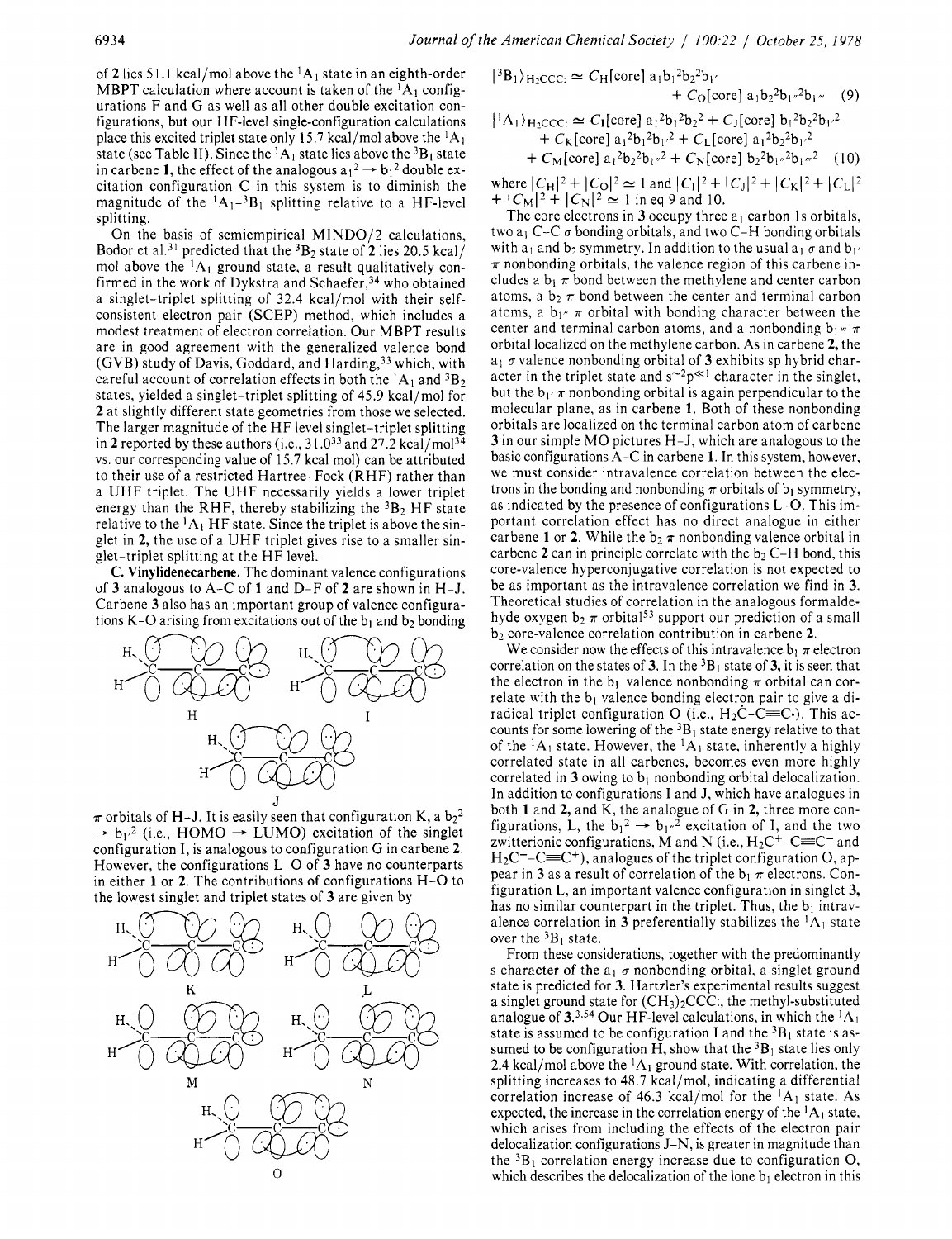of **2** lies 51.1 kcal/mol above the $^1A_1$ state in an eighth-order MBPT calculation where account is taken of the $^1A_1$ configurations F and G as well as all other double excitation configurations, but our HF-level single-configuration calculations place this excited triplet state only 15.7 kcal/mol above the $^1A_1$ state (see Table II). Since the $^1A_1$ state lies above the $^3B_1$ state in carbene **1**, the effect of the analogous $a_1{}^2 \rightarrow b_1{}^2$ double excitation configuration C in this system is to diminish the magnitude of the $^1A_1$–$^3B_1$ splitting relative to a HF-level splitting.

On the basis of semiempirical MINDO/2 calculations, Bodor et al.[31] predicted that the $^3B_2$ state of **2** lies 20.5 kcal/mol above the $^1A_1$ ground state, a result qualitatively confirmed in the work of Dykstra and Schaefer,[34] who obtained a singlet–triplet splitting of 32.4 kcal/mol with their self-consistent electron pair (SCEP) method, which includes a modest treatment of electron correlation. Our MBPT results are in good agreement with the generalized valence bond (GVB) study of Davis, Goddard, and Harding,[33] which, with careful account of correlation effects in both the $^1A_1$ and $^3B_2$ states, yielded a singlet–triplet splitting of 45.9 kcal/mol for **2** at slightly different state geometries from those we selected. The larger magnitude of the HF level singlet–triplet splitting in **2** reported by these authors (i.e., 31.0[33] and 27.2 kcal/mol[34] vs. our corresponding value of 15.7 kcal mol) can be attributed to their use of a restricted Hartree–Fock (RHF) rather than a UHF triplet. The UHF necessarily yields a lower triplet energy than the RHF, thereby stabilizing the $^3B_2$ HF state relative to the $^1A_1$ HF state. Since the triplet is above the singlet in **2**, the use of a UHF triplet gives rise to a smaller singlet–triplet splitting at the HF level.

**C. Vinylidenecarbene.** The dominant valence configurations of **3** analogous to A–C of **1** and D–F of **2** are shown in H–J. Carbene **3** also has an important group of valence configurations K–O arising from excitations out of the $b_1$ and $b_2$ bonding $\pi$ orbitals of H–J. It is easily seen that configuration K, a $b_2{}^2 \rightarrow b_{1'}{}^2$ (i.e., HOMO $\rightarrow$ LUMO) excitation of the singlet configuration I, is analogous to configuration G in carbene **2**. However, the configurations L–O of **3** have no counterparts in either **1** or **2**. The contributions of configurations H–O to the lowest singlet and triplet states of **3** are given by

$$|{}^3B_1\rangle_{H_2CCC:} \simeq C_H[\text{core}]\, a_1 b_1{}^2 b_2{}^2 b_{1'} + C_O[\text{core}]\, a_1 b_2{}^2 b_{1''}{}^2 b_{1'''} \quad (9)$$

$$|{}^1A_1\rangle_{H_2CCC:} \simeq C_I[\text{core}]\, a_1{}^2 b_1{}^2 b_2{}^2 + C_J[\text{core}]\, b_1{}^2 b_2{}^2 b_{1'}{}^2 + C_K[\text{core}]\, a_1{}^2 b_1{}^2 b_{1'}{}^2 + C_L[\text{core}]\, a_1{}^2 b_2{}^2 b_{1'}{}^2 + C_M[\text{core}]\, a_1{}^2 b_2{}^2 b_{1''}{}^2 + C_N[\text{core}]\, b_2{}^2 b_{1''}{}^2 b_{1'''}{}^2 \quad (10)$$

where $|C_H|^2 + |C_O|^2 \simeq 1$ and $|C_I|^2 + |C_J|^2 + |C_K|^2 + |C_L|^2 + |C_M|^2 + |C_N|^2 \simeq 1$ in eq 9 and 10.

The core electrons in **3** occupy three $a_1$ carbon 1s orbitals, two $a_1$ C–C $\sigma$ bonding orbitals, and two C–H bonding orbitals with $a_1$ and $b_2$ symmetry. In addition to the usual $a_1$ $\sigma$ and $b_{1'}$ $\pi$ nonbonding orbitals, the valence region of this carbene includes a $b_1$ $\pi$ bond between the methylene and center carbon atoms, a $b_2$ $\pi$ bond between the center and terminal carbon atoms, a $b_{1''}$ $\pi$ orbital with bonding character between the center and terminal carbon atoms, and a nonbonding $b_{1'''}$ $\pi$ orbital localized on the methylene carbon. As in carbene **2**, the $a_1$ $\sigma$ valence nonbonding orbital of **3** exhibits sp hybrid character in the triplet state and $s^{\sim 2}p^{\ll 1}$ character in the singlet, but the $b_{1'}$ $\pi$ nonbonding orbital is again perpendicular to the molecular plane, as in carbene **1**. Both of these nonbonding orbitals are localized on the terminal carbon atom of carbene **3** in our simple MO pictures H–J, which are analogous to the basic configurations A–C in carbene **1**. In this system, however, we must consider intravalence correlation between the electrons in the bonding and nonbonding $\pi$ orbitals of $b_1$ symmetry, as indicated by the presence of configurations L–O. This important correlation effect has no direct analogue in either carbene **1** or **2**. While the $b_2$ $\pi$ nonbonding valence orbital in carbene **2** can in principle correlate with the $b_2$ C–H bond, this core-valence hyperconjugative correlation is not expected to be as important as the intravalence correlation we find in **3**. Theoretical studies of correlation in the analogous formaldehyde oxygen $b_2$ $\pi$ orbital[53] support our prediction of a small $b_2$ core-valence correlation contribution in carbene **2**.

We consider now the effects of this intravalence $b_1$ $\pi$ electron correlation on the states of **3**. In the $^3B_1$ state of **3**, it is seen that the electron in the $b_1$ valence nonbonding $\pi$ orbital can correlate with the $b_1$ valence bonding electron pair to give a diradical triplet configuration O (i.e., H$_2\dot{C}$–C≡C·). This accounts for some lowering of the $^3B_1$ state energy relative to that of the $^1A_1$ state. However, the $^1A_1$ state, inherently a highly correlated state in all carbenes, becomes even more highly correlated in **3** owing to $b_1$ nonbonding orbital delocalization. In addition to configurations I and J, which have analogues in both **1** and **2**, and K, the analogue of G in **2**, three more configurations, L, the $b_1{}^2 \rightarrow b_{1''}{}^2$ excitation of I, and the two zwitterionic configurations, M and N (i.e., $H_2C^+$–C≡$C^-$ and $H_2C^-$–C≡$C^+$), analogues of the triplet configuration O, appear in **3** as a result of correlation of the $b_1$ $\pi$ electrons. Configuration L, an important valence configuration in singlet **3**, has no similar counterpart in the triplet. Thus, the $b_1$ intravalence correlation in **3** preferentially stabilizes the $^1A_1$ state over the $^3B_1$ state.

From these considerations, together with the predominantly s character of the $a_1$ $\sigma$ nonbonding orbital, a singlet ground state is predicted for **3**. Hartzler's experimental results suggest a singlet ground state for $(CH_3)_2$CCC:, the methyl-substituted analogue of **3**.[3,54] Our HF-level calculations, in which the $^1A_1$ state is assumed to be configuration I and the $^3B_1$ state is assumed to be configuration H, show that the $^3B_1$ state lies only 2.4 kcal/mol above the $^1A_1$ ground state. With correlation, the splitting increases to 48.7 kcal/mol, indicating a differential correlation increase of 46.3 kcal/mol for the $^1A_1$ state. As expected, the increase in the correlation energy of the $^1A_1$ state, which arises from including the effects of the electron pair delocalization configurations J–N, is greater in magnitude than the $^3B_1$ correlation energy increase due to configuration O, which describes the delocalization of the lone $b_1$ electron in this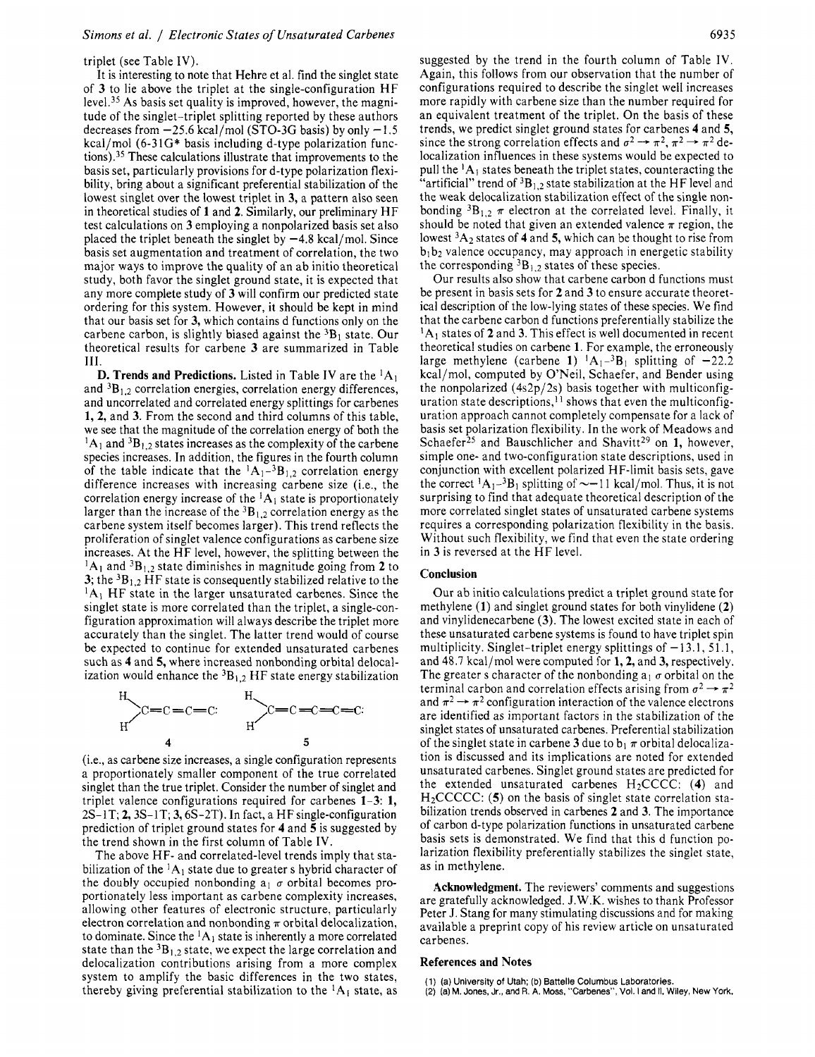triplet (see Table IV).

It is interesting to note that Hehre et al. find the singlet state of **3** to lie above the triplet at the single-configuration HF level.[35] As basis set quality is improved, however, the magnitude of the singlet–triplet splitting reported by these authors decreases from −25.6 kcal/mol (STO-3G basis) by only −1.5 kcal/mol (6-31G* basis including d-type polarization functions).[35] These calculations illustrate that improvements to the basis set, particularly provisions for d-type polarization flexibility, bring about a significant preferential stabilization of the lowest singlet over the lowest triplet in **3**, a pattern also seen in theoretical studies of **1** and **2**. Similarly, our preliminary HF test calculations on **3** employing a nonpolarized basis set also placed the triplet beneath the singlet by −4.8 kcal/mol. Since basis set augmentation and treatment of correlation, the two major ways to improve the quality of an ab initio theoretical study, both favor the singlet ground state, it is expected that any more complete study of **3** will confirm our predicted state ordering for this system. However, it should be kept in mind that our basis set for **3**, which contains d functions only on the carbene carbon, is slightly biased against the $^3B_1$ state. Our theoretical results for carbene **3** are summarized in Table III.

**D. Trends and Predictions.** Listed in Table IV are the $^1A_1$ and $^3B_{1,2}$ correlation energies, correlation energy differences, and uncorrelated and correlated energy splittings for carbenes **1**, **2**, and **3**. From the second and third columns of this table, we see that the magnitude of the correlation energy of both the $^1A_1$ and $^3B_{1,2}$ states increases as the complexity of the carbene species increases. In addition, the figures in the fourth column of the table indicate that the $^1A_1$–$^3B_{1,2}$ correlation energy difference increases with increasing carbene size (i.e., the correlation energy increase of the $^1A_1$ state is proportionately larger than the increase of the $^3B_{1,2}$ correlation energy as the carbene system itself becomes larger). This trend reflects the proliferation of singlet valence configurations as carbene size increases. At the HF level, however, the splitting between the $^1A_1$ and $^3B_{1,2}$ state diminishes in magnitude going from **2** to **3**; the $^3B_{1,2}$ HF state is consequently stabilized relative to the $^1A_1$ HF state in the larger unsaturated carbenes. Since the singlet state is more correlated than the triplet, a single-configuration approximation will always describe the triplet more accurately than the singlet. The latter trend would of course be expected to continue for extended unsaturated carbenes such as **4** and **5**, where increased nonbonding orbital delocalization would enhance the $^3B_{1,2}$ HF state energy stabilization

$H_2C{=}C{=}C{=}C{:}$ **4** $\quad$ $H_2C{=}C{=}C{=}C{=}C{:}$ **5**

(i.e., as carbene size increases, a single configuration represents a proportionately smaller component of the true correlated singlet than the true triplet. Consider the number of singlet and triplet valence configurations required for carbenes **1**–**3**: **1**, 2S–1T; **2**, 3S–1T; **3**, 6S–2T). In fact, a HF single-configuration prediction of triplet ground states for **4** and **5** is suggested by the trend shown in the first column of Table IV.

The above HF- and correlated-level trends imply that stabilization of the $^1A_1$ state due to greater s hybrid character of the doubly occupied nonbonding $a_1$ $\sigma$ orbital becomes proportionately less important as carbene complexity increases, allowing other features of electronic structure, particularly electron correlation and nonbonding $\pi$ orbital delocalization, to dominate. Since the $^1A_1$ state is inherently a more correlated state than the $^3B_{1,2}$ state, we expect the large correlation and delocalization contributions arising from a more complex system to amplify the basic differences in the two states, thereby giving preferential stabilization to the $^1A_1$ state, as suggested by the trend in the fourth column of Table IV. Again, this follows from our observation that the number of configurations required to describe the singlet well increases more rapidly with carbene size than the number required for an equivalent treatment of the triplet. On the basis of these trends, we predict singlet ground states for carbenes **4** and **5**, since the strong correlation effects and $\sigma^2 \rightarrow \pi^2$, $\pi^2 \rightarrow \pi^2$ delocalization influences in these systems would be expected to pull the $^1A_1$ states beneath the triplet states, counteracting the "artificial" trend of $^3B_{1,2}$ state stabilization at the HF level and the weak delocalization stabilization effect of the single nonbonding $^3B_{1,2}$ $\pi$ electron at the correlated level. Finally, it should be noted that given an extended valence $\pi$ region, the lowest $^3A_2$ states of **4** and **5**, which can be thought to rise from $b_1b_2$ valence occupancy, may approach in energetic stability the corresponding $^3B_{1,2}$ states of these species.

Our results also show that carbene carbon d functions must be present in basis sets for **2** and **3** to ensure accurate theoretical description of the low-lying states of these species. We find that the carbene carbon d functions preferentially stabilize the $^1A_1$ states of **2** and **3**. This effect is well documented in recent theoretical studies on carbene **1**. For example, the erroneously large methylene (carbene **1**) $^1A_1$–$^3B_1$ splitting of −22.2 kcal/mol, computed by O'Neil, Schaefer, and Bender using the nonpolarized (4s2p/2s) basis together with multiconfiguration state descriptions,[11] shows that even the multiconfiguration approach cannot completely compensate for a lack of basis set polarization flexibility. In the work of Meadows and Schaefer[25] and Bauschlicher and Shavitt[29] on **1**, however, simple one- and two-configuration state descriptions, used in conjunction with excellent polarized HF-limit basis sets, gave the correct $^1A_1$–$^3B_1$ splitting of ∼−11 kcal/mol. Thus, it is not surprising to find that adequate theoretical description of the more correlated singlet states of unsaturated carbene systems requires a corresponding polarization flexibility in the basis. Without such flexibility, we find that even the state ordering in **3** is reversed at the HF level.

## Conclusion

Our ab initio calculations predict a triplet ground state for methylene (**1**) and singlet ground states for both vinylidene (**2**) and vinylidenecarbene (**3**). The lowest excited state in each of these unsaturated carbene systems is found to have triplet spin multiplicity. Singlet–triplet energy splittings of −13.1, 51.1, and 48.7 kcal/mol were computed for **1**, **2**, and **3**, respectively. The greater s character of the nonbonding $a_1$ $\sigma$ orbital on the terminal carbon and correlation effects arising from $\sigma^2 \rightarrow \pi^2$ and $\pi^2 \rightarrow \pi^2$ configuration interaction of the valence electrons are identified as important factors in the stabilization of the singlet states of unsaturated carbenes. Preferential stabilization of the singlet state in carbene **3** due to $b_1$ $\pi$ orbital delocalization is discussed and its implications are noted for extended unsaturated carbenes. Singlet ground states are predicted for the extended unsaturated carbenes $H_2CCCC{:}$ (**4**) and $H_2CCCCC{:}$ (**5**) on the basis of singlet state correlation stabilization trends observed in carbenes **2** and **3**. The importance of carbon d-type polarization functions in unsaturated carbene basis sets is demonstrated. We find that this d function polarization flexibility preferentially stabilizes the singlet state, as in methylene.

**Acknowledgment.** The reviewers' comments and suggestions are gratefully acknowledged. J.W.K. wishes to thank Professor Peter J. Stang for many stimulating discussions and for making available a preprint copy of his review article on unsaturated carbenes.

## References and Notes

(1) (a) University of Utah; (b) Battelle Columbus Laboratories.

(2) (a) M. Jones, Jr., and R. A. Moss, "Carbenes", Vol. I and II, Wiley, New York,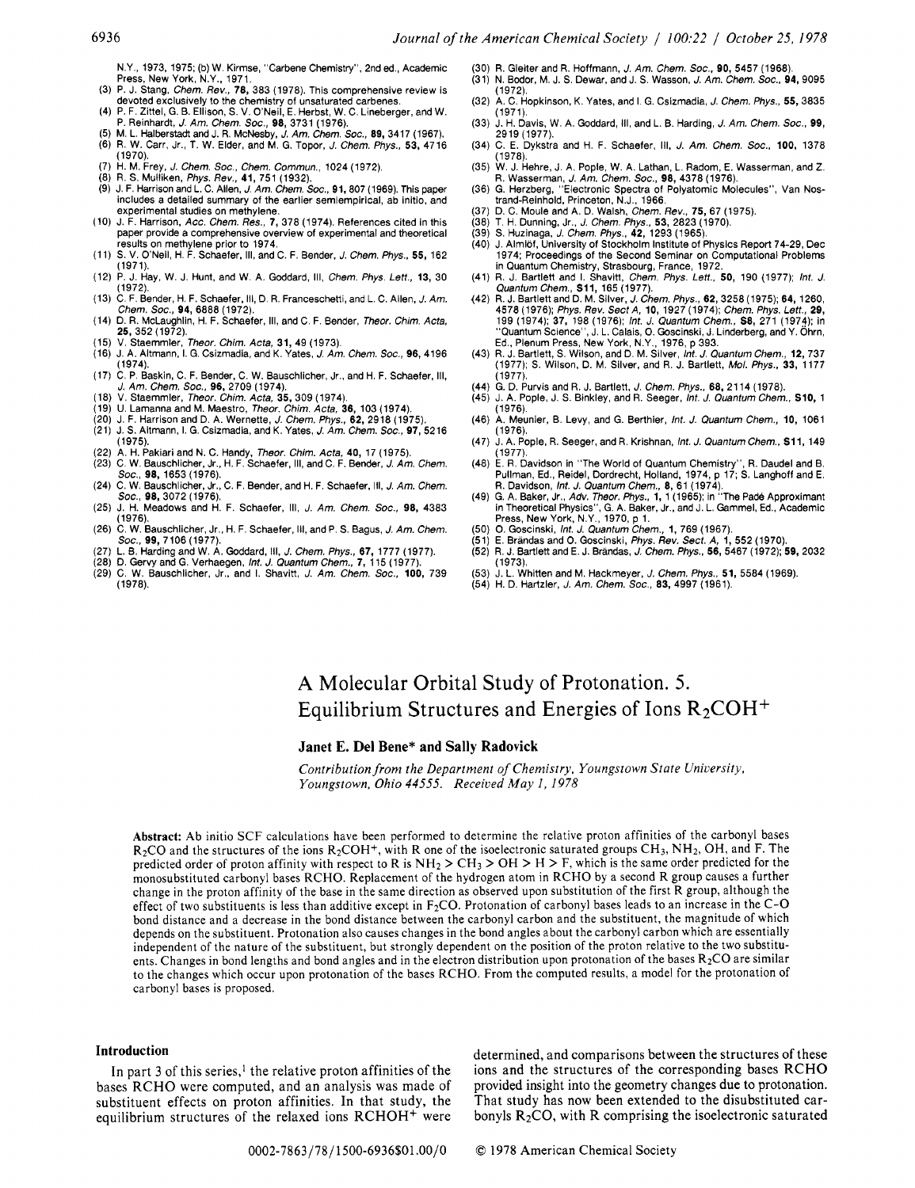N.Y., 1973, 1975; (b) W. Kirmse, "Carbene Chemistry", 2nd ed., Academic Press, New York, N.Y., 1971.

(3) P. J. Stang, *Chem. Rev.*, **78**, 383 (1978). This comprehensive review is devoted exclusively to the chemistry of unsaturated carbenes.

(4) P. F. Zittel, G. B. Ellison, S. V. O'Neil, E. Herbst, W. C. Lineberger, and W. P. Reinhardt, *J. Am. Chem. Soc.*, **98**, 3731 (1976).

(5) M. L. Halberstadt and J. R. McNesby, *J. Am. Chem. Soc.*, **89**, 3417 (1967).

(6) R. W. Carr, Jr., T. W. Elder, and M. G. Topor, *J. Chem. Phys.*, **53**, 4716 (1970).

(7) H. M. Frey, *J. Chem. Soc., Chem. Commun.*, 1024 (1972).

(8) R. S. Mulliken, *Phys. Rev.*, **41**, 751 (1932).

(9) J. F. Harrison and L. C. Allen, *J. Am. Chem. Soc.*, **91**, 807 (1969). This paper includes a detailed summary of the earlier semiempirical, ab initio, and experimental studies on methylene.

(10) J. F. Harrison, *Acc. Chem. Res.*, **7**, 378 (1974). References cited in this paper provide a comprehensive overview of experimental and theoretical results on methylene prior to 1974.

(11) S. V. O'Neil, H. F. Schaefer, III, and C. F. Bender, *J. Chem. Phys.*, **55**, 162 (1971).

(12) P. J. Hay, W. J. Hunt, and W. A. Goddard, III, *Chem. Phys. Lett.*, **13**, 30 (1972).

(13) C. F. Bender, H. F. Schaefer, III, D. R. Franceschetti, and L. C. Allen, *J. Am. Chem. Soc.*, **94**, 6888 (1972).

(14) D. R. McLaughlin, H. F. Schaefer, III, and C. F. Bender, *Theor. Chim. Acta*, **25**, 352 (1972).

(15) V. Staemmler, *Theor. Chim. Acta*, **31**, 49 (1973).

(16) J. A. Altmann, I. G. Csizmadia, and K. Yates, *J. Am. Chem. Soc.*, **96**, 4196 (1974).

(17) C. P. Baskin, C. F. Bender, C. W. Bauschlicher, Jr., and H. F. Schaefer, III, *J. Am. Chem. Soc.*, **96**, 2709 (1974).

(18) V. Staemmler, *Theor. Chim. Acta*, **35**, 309 (1974).

(19) U. Lamanna and M. Maestro, *Theor. Chim. Acta*, **36**, 103 (1974).

(20) J. F. Harrison and D. A. Wernette, *J. Chem. Phys.*, **62**, 2918 (1975).

(21) J. S. Altmann, I. G. Csizmadia, and K. Yates, *J. Am. Chem. Soc.*, **97**, 5216 (1975).

(22) A. H. Pakiari and N. C. Handy, *Theor. Chim. Acta*, **40**, 17 (1975).

(23) C. W. Bauschlicher, Jr., H. F. Schaefer, III, and C. F. Bender, *J. Am. Chem. Soc.*, **98**, 1653 (1976).

(24) C. W. Bauschlicher, Jr., C. F. Bender, and H. F. Schaefer, III, *J. Am. Chem. Soc.*, **98**, 3072 (1976).

(25) J. H. Meadows and H. F. Schaefer, III, *J. Am. Chem. Soc.*, **98**, 4383 (1976).

(26) C. W. Bauschlicher, Jr., H. F. Schaefer, III, and P. S. Bagus, *J. Am. Chem. Soc.*, **99**, 7106 (1977).

(27) L. B. Harding and W. A. Goddard, III, *J. Chem. Phys.*, **67**, 1777 (1977).

(28) D. Gervy and G. Verhaegen, *Int. J. Quantum Chem.*, **7**, 115 (1977).

(29) C. W. Bauschlicher, Jr., and I. Shavitt, *J. Am. Chem. Soc.*, **100**, 739 (1978).

(30) R. Gleiter and R. Hoffmann, *J. Am. Chem. Soc.*, **90**, 5457 (1968).

(31) N. Bodor, M. J. S. Dewar, and J. S. Wasson, *J. Am. Chem. Soc.*, **94**, 9095 (1972).

(32) A. C. Hopkinson, K. Yates, and I. G. Csizmadia, *J. Chem. Phys.*, **55**, 3835 (1971).

(33) J. H. Davis, W. A. Goddard, III, and L. B. Harding, *J. Am. Chem. Soc.*, **99**, 2919 (1977).

(34) C. E. Dykstra and H. F. Schaefer, III, *J. Am. Chem. Soc.*, **100**, 1378 (1978).

(35) W. J. Hehre, J. A. Pople, W. A. Lathan, L. Radom, E. Wasserman, and Z. R. Wasserman, *J. Am. Chem. Soc.*, **98**, 4378 (1976).

(36) G. Herzberg, "Electronic Spectra of Polyatomic Molecules", Van Nostrand-Reinhold, Princeton, N.J., 1966.

(37) D. C. Moule and A. D. Walsh, *Chem. Rev.*, **75**, 67 (1975).

(38) T. H. Dunning, Jr., *J. Chem. Phys.*, **53**, 2823 (1970).

(39) S. Huzinaga, *J. Chem. Phys.*, **42**, 1293 (1965).

(40) J. Almlöf, University of Stockholm Institute of Physics Report 74-29, Dec 1974; Proceedings of the Second Seminar on Computational Problems in Quantum Chemistry, Strasbourg, France, 1972.

(41) R. J. Bartlett and I. Shavitt, *Chem. Phys. Lett.*, **50**, 190 (1977); *Int. J. Quantum Chem.*, **S11**, 165 (1977).

(42) R. J. Bartlett and D. M. Silver, *J. Chem. Phys.*, **62**, 3258 (1975); **64**, 1260, 4578 (1976); *Phys. Rev. Sect A*, **10**, 1927 (1974); *Chem. Phys. Lett.*, **29**, 199 (1974); **37**, 198 (1976); *Int. J. Quantum Chem.*, **S8**, 271 (1974); in "Quantum Science", J. L. Calais, O. Goscinski, J. Linderberg, and Y. Öhrn, Ed., Plenum Press, New York, N.Y., 1976, p 393.

(43) R. J. Bartlett, S. Wilson, and D. M. Silver, *Int. J. Quantum Chem.*, **12**, 737 (1977); S. Wilson, D. M. Silver, and R. J. Bartlett, *Mol. Phys.*, **33**, 1177 (1977).

(44) G. D. Purvis and R. J. Bartlett, *J. Chem. Phys.*, **68**, 2114 (1978).

(45) J. A. Pople, J. S. Binkley, and R. Seeger, *Int. J. Quantum Chem.*, **S10**, 1 (1976).

(46) A. Meunier, B. Levy, and G. Berthier, *Int. J. Quantum Chem.*, **10**, 1061 (1976).

(47) J. A. Pople, R. Seeger, and R. Krishnan, *Int. J. Quantum Chem.*, **S11**, 149 (1977).

(48) E. R. Davidson in "The World of Quantum Chemistry", R. Daudel and B. Pullman, Ed., Reidel, Dordrecht, Holland, 1974, p 17; S. Langhoff and E. R. Davidson, *Int. J. Quantum Chem.*, **8**, 61 (1974).

(49) G. A. Baker, Jr., *Adv. Theor. Phys.*, **1**, 1 (1965); in "The Padé Approximant in Theoretical Physics", G. A. Baker, Jr., and J. L. Gammel, Ed., Academic Press, New York, N.Y., 1970, p 1.

(50) O. Goscinski, *Int. J. Quantum Chem.*, **1**, 769 (1967).

(51) E. Brändas and O. Goscinski, *Phys. Rev. Sect. A*, **1**, 552 (1970).

(52) R. J. Bartlett and E. J. Brändas, *J. Chem. Phys.*, **56**, 5467 (1972); **59**, 2032 (1973).

(53) J. L. Whitten and M. Hackmeyer, *J. Chem. Phys.*, **51**, 5584 (1969).

(54) H. D. Hartzler, *J. Am. Chem. Soc.*, **83**, 4997 (1961).

# A Molecular Orbital Study of Protonation. 5. Equilibrium Structures and Energies of Ions $R_2COH^+$

**Janet E. Del Bene\* and Sally Radovick**

*Contribution from the Department of Chemistry, Youngstown State University, Youngstown, Ohio 44555. Received May 1, 1978*

**Abstract:** Ab initio SCF calculations have been performed to determine the relative proton affinities of the carbonyl bases $R_2CO$ and the structures of the ions $R_2COH^+$, with R one of the isoelectronic saturated groups $CH_3$, $NH_2$, OH, and F. The predicted order of proton affinity with respect to R is $NH_2 > CH_3 > OH > H > F$, which is the same order predicted for the monosubstituted carbonyl bases RCHO. Replacement of the hydrogen atom in RCHO by a second R group causes a further change in the proton affinity of the base in the same direction as observed upon substitution of the first R group, although the effect of two substituents is less than additive except in $F_2CO$. Protonation of carbonyl bases leads to an increase in the C-O bond distance and a decrease in the bond distance between the carbonyl carbon and the substituent, the magnitude of which depends on the substituent. Protonation also causes changes in the bond angles about the carbonyl carbon which are essentially independent of the nature of the substituent, but strongly dependent on the position of the proton relative to the two substituents. Changes in bond lengths and bond angles and in the electron distribution upon protonation of the bases $R_2CO$ are similar to the changes which occur upon protonation of the bases RCHO. From the computed results, a model for the protonation of carbonyl bases is proposed.

## Introduction

In part 3 of this series,[1] the relative proton affinities of the bases RCHO were computed, and an analysis was made of substituent effects on proton affinities. In that study, the equilibrium structures of the relaxed ions $RCHOH^+$ were determined, and comparisons between the structures of these ions and the structures of the corresponding bases RCHO provided insight into the geometry changes due to protonation. That study has now been extended to the disubstituted carbonyls $R_2CO$, with R comprising the isoelectronic saturated

0002-7863/78/1500-6936$01.00/0 © 1978 American Chemical Society